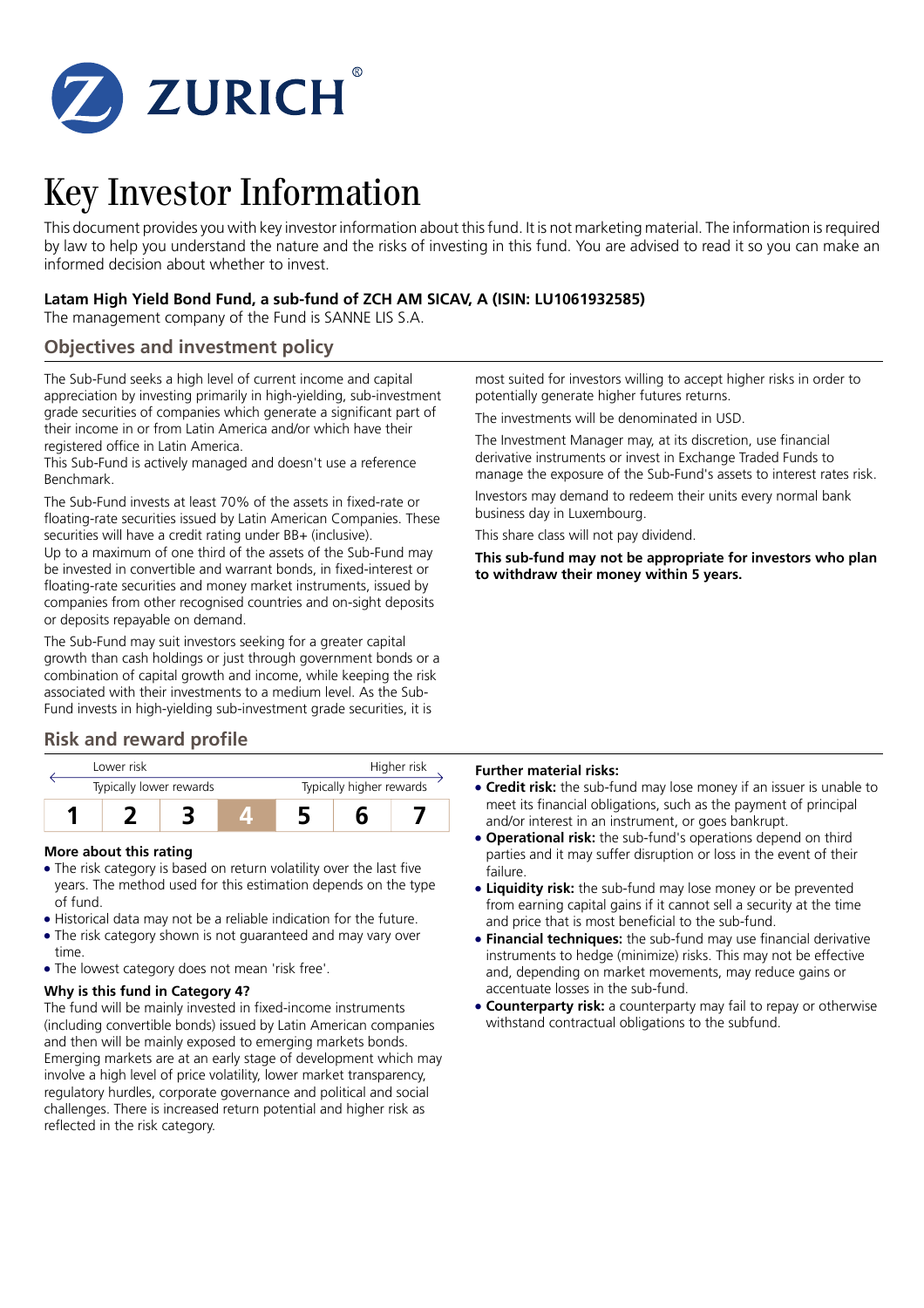ZURICH®

# Key Investor Information

This document provides you with key investor information about this fund. It is not marketing material. The information is required by law to help you understand the nature and the risks of investing in this fund. You are advised to read it so you can make an informed decision about whether to invest.

**Latam High Yield Bond Fund, a sub-fund of ZCH AM SICAV, A (ISIN: LU1061932585)**

The management company of the Fund is SANNE LIS S.A.

## Objectives and investment policy

The Sub-Fund seeks a high level of current income and capital appreciation by investing primarily in high-yielding, sub-investment grade securities of companies which generate a significant part of their income in or from Latin America and/or which have their registered office in Latin America.

This Sub-Fund is actively managed and doesn't use a reference Benchmark.

The Sub-Fund invests at least 70% of the assets in fixed-rate or floating-rate securities issued by Latin American Companies. These securities will have a credit rating under BB+ (inclusive).

Up to a maximum of one third of the assets of the Sub-Fund may be invested in convertible and warrant bonds, in fixed-interest or floating-rate securities and money market instruments, issued by companies from other recognised countries and on-sight deposits or deposits repayable on demand.

The Sub-Fund may suit investors seeking for a greater capital growth than cash holdings or just through government bonds or a combination of capital growth and income, while keeping the risk associated with their investments to a medium level. As the Sub-Fund invests in high-yielding sub-investment grade securities, it is most suited for investors willing to accept higher risks in order to potentially generate higher futures returns.

The investments will be denominated in USD.

The Investment Manager may, at its discretion, use financial derivative instruments or invest in Exchange Traded Funds to manage the exposure of the Sub-Fund's assets to interest rates risk.

Investors may demand to redeem their units every normal bank business day in Luxembourg.

This share class will not pay dividend.

**This sub-fund may not be appropriate for investors who plan to withdraw their money within 5 years.**

## Risk and reward profile

| Lower risk | | | | | | Higher risk |
|---|---|---|---|---|---|---|
| Typically lower rewards | | | | | | Typically higher rewards |
| 1 | 2 | 3 | **4** | 5 | 6 | 7 |

### More about this rating

- The risk category is based on return volatility over the last five years. The method used for this estimation depends on the type of fund.
- Historical data may not be a reliable indication for the future.
- The risk category shown is not guaranteed and may vary over time.
- The lowest category does not mean 'risk free'.

### Why is this fund in Category 4?

The fund will be mainly invested in fixed-income instruments (including convertible bonds) issued by Latin American companies and then will be mainly exposed to emerging markets bonds. Emerging markets are at an early stage of development which may involve a high level of price volatility, lower market transparency, regulatory hurdles, corporate governance and political and social challenges. There is increased return potential and higher risk as reflected in the risk category.

**Further material risks:**

- **Credit risk:** the sub-fund may lose money if an issuer is unable to meet its financial obligations, such as the payment of principal and/or interest in an instrument, or goes bankrupt.
- **Operational risk:** the sub-fund's operations depend on third parties and it may suffer disruption or loss in the event of their failure.
- **Liquidity risk:** the sub-fund may lose money or be prevented from earning capital gains if it cannot sell a security at the time and price that is most beneficial to the sub-fund.
- **Financial techniques:** the sub-fund may use financial derivative instruments to hedge (minimize) risks. This may not be effective and, depending on market movements, may reduce gains or accentuate losses in the sub-fund.
- **Counterparty risk:** a counterparty may fail to repay or otherwise withstand contractual obligations to the subfund.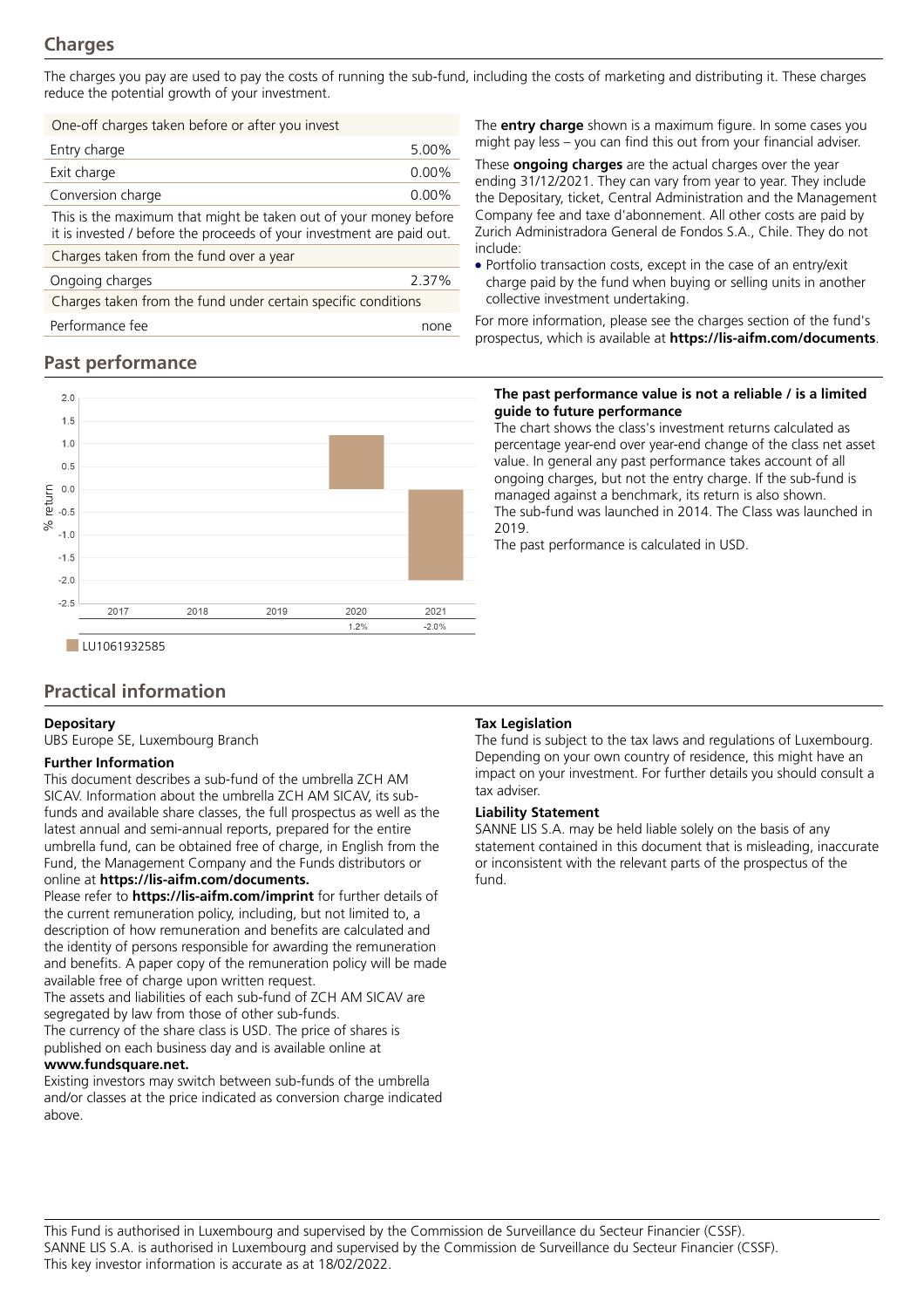## Charges

The charges you pay are used to pay the costs of running the sub-fund, including the costs of marketing and distributing it. These charges reduce the potential growth of your investment.

| One-off charges taken before or after you invest | |
|---|---|
| Entry charge | 5.00% |
| Exit charge | 0.00% |
| Conversion charge | 0.00% |
| This is the maximum that might be taken out of your money before it is invested / before the proceeds of your investment are paid out. | |
| **Charges taken from the fund over a year** | |
| Ongoing charges | 2.37% |
| **Charges taken from the fund under certain specific conditions** | |
| Performance fee | none |

The **entry charge** shown is a maximum figure. In some cases you might pay less – you can find this out from your financial adviser.

These **ongoing charges** are the actual charges over the year ending 31/12/2021. They can vary from year to year. They include the Depositary, ticket, Central Administration and the Management Company fee and taxe d'abonnement. All other costs are paid by Zurich Administradora General de Fondos S.A., Chile. They do not include:

- Portfolio transaction costs, except in the case of an entry/exit charge paid by the fund when buying or selling units in another collective investment undertaking.

For more information, please see the charges section of the fund's prospectus, which is available at **https://lis-aifm.com/documents**.

## Past performance

% return

2.0
1.5
1.0
0.5
0.0
-0.5
-1.0
-1.5
-2.0
-2.5

2017 2018 2019 2020 2021

1.2% -2.0%

LU1061932585

**The past performance value is not a reliable / is a limited guide to future performance**

The chart shows the class's investment returns calculated as percentage year-end over year-end change of the class net asset value. In general any past performance takes account of all ongoing charges, but not the entry charge. If the sub-fund is managed against a benchmark, its return is also shown.
The sub-fund was launched in 2014. The Class was launched in 2019.
The past performance is calculated in USD.

## Practical information

**Depositary**

UBS Europe SE, Luxembourg Branch

**Further Information**

This document describes a sub-fund of the umbrella ZCH AM SICAV. Information about the umbrella ZCH AM SICAV, its sub-funds and available share classes, the full prospectus as well as the latest annual and semi-annual reports, prepared for the entire umbrella fund, can be obtained free of charge, in English from the Fund, the Management Company and the Funds distributors or online at **https://lis-aifm.com/documents.**

Please refer to **https://lis-aifm.com/imprint** for further details of the current remuneration policy, including, but not limited to, a description of how remuneration and benefits are calculated and the identity of persons responsible for awarding the remuneration and benefits. A paper copy of the remuneration policy will be made available free of charge upon written request.

The assets and liabilities of each sub-fund of ZCH AM SICAV are segregated by law from those of other sub-funds.

The currency of the share class is USD. The price of shares is published on each business day and is available online at **www.fundsquare.net.**

Existing investors may switch between sub-funds of the umbrella and/or classes at the price indicated as conversion charge indicated above.

**Tax Legislation**

The fund is subject to the tax laws and regulations of Luxembourg. Depending on your own country of residence, this might have an impact on your investment. For further details you should consult a tax adviser.

**Liability Statement**

SANNE LIS S.A. may be held liable solely on the basis of any statement contained in this document that is misleading, inaccurate or inconsistent with the relevant parts of the prospectus of the fund.

This Fund is authorised in Luxembourg and supervised by the Commission de Surveillance du Secteur Financier (CSSF).
SANNE LIS S.A. is authorised in Luxembourg and supervised by the Commission de Surveillance du Secteur Financier (CSSF).
This key investor information is accurate as at 18/02/2022.